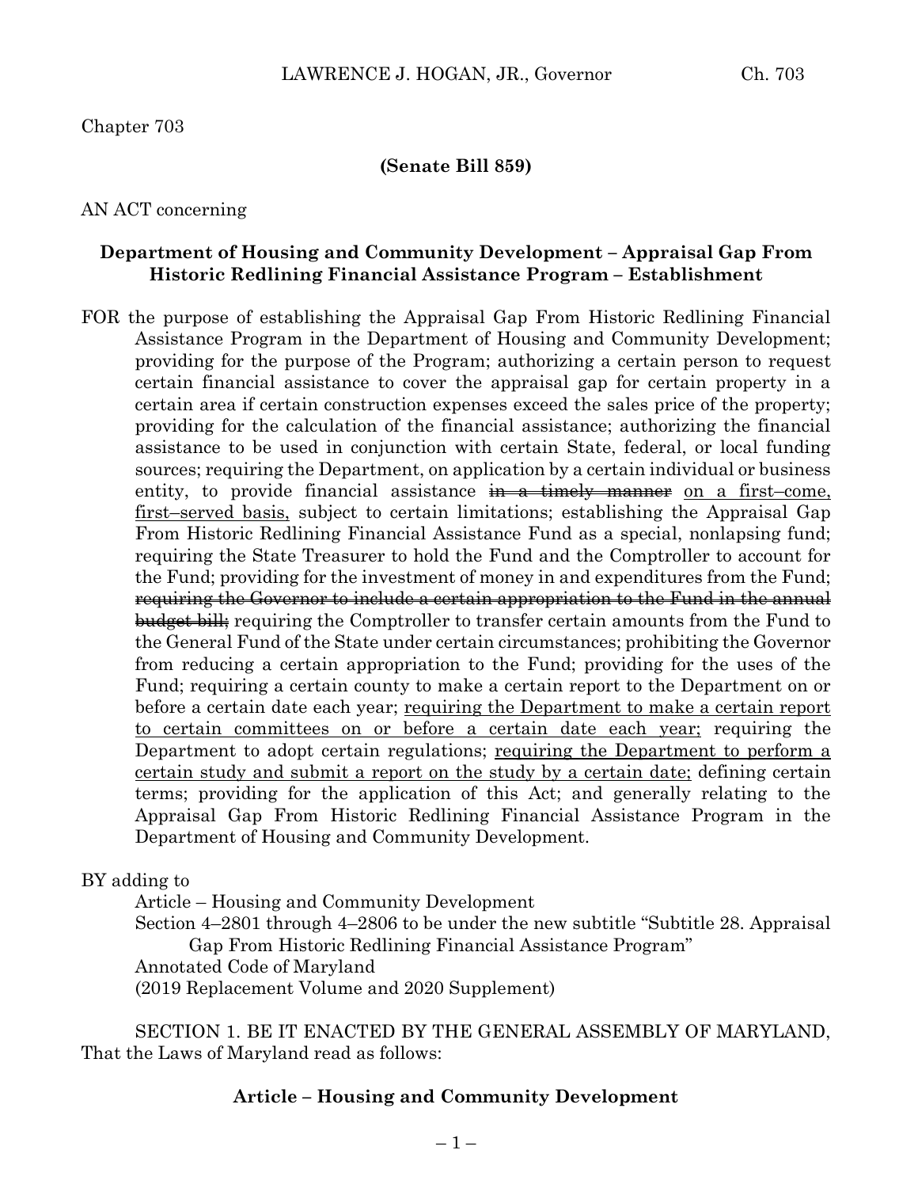Chapter 703

**(Senate Bill 859)**

AN ACT concerning

**Department of Housing and Community Development – Appraisal Gap From Historic Redlining Financial Assistance Program – Establishment**

FOR the purpose of establishing the Appraisal Gap From Historic Redlining Financial Assistance Program in the Department of Housing and Community Development; providing for the purpose of the Program; authorizing a certain person to request certain financial assistance to cover the appraisal gap for certain property in a certain area if certain construction expenses exceed the sales price of the property; providing for the calculation of the financial assistance; authorizing the financial assistance to be used in conjunction with certain State, federal, or local funding sources; requiring the Department, on application by a certain individual or business entity, to provide financial assistance ~~in a timely manner~~ <u>on a first–come, first–served basis,</u> subject to certain limitations; establishing the Appraisal Gap From Historic Redlining Financial Assistance Fund as a special, nonlapsing fund; requiring the State Treasurer to hold the Fund and the Comptroller to account for the Fund; providing for the investment of money in and expenditures from the Fund; ~~requiring the Governor to include a certain appropriation to the Fund in the annual budget bill;~~ requiring the Comptroller to transfer certain amounts from the Fund to the General Fund of the State under certain circumstances; prohibiting the Governor from reducing a certain appropriation to the Fund; providing for the uses of the Fund; requiring a certain county to make a certain report to the Department on or before a certain date each year; <u>requiring the Department to make a certain report to certain committees on or before a certain date each year;</u> requiring the Department to adopt certain regulations; <u>requiring the Department to perform a certain study and submit a report on the study by a certain date;</u> defining certain terms; providing for the application of this Act; and generally relating to the Appraisal Gap From Historic Redlining Financial Assistance Program in the Department of Housing and Community Development.

BY adding to

Article – Housing and Community Development
Section 4–2801 through 4–2806 to be under the new subtitle "Subtitle 28. Appraisal Gap From Historic Redlining Financial Assistance Program"
Annotated Code of Maryland
(2019 Replacement Volume and 2020 Supplement)

SECTION 1. BE IT ENACTED BY THE GENERAL ASSEMBLY OF MARYLAND, That the Laws of Maryland read as follows:

**Article – Housing and Community Development**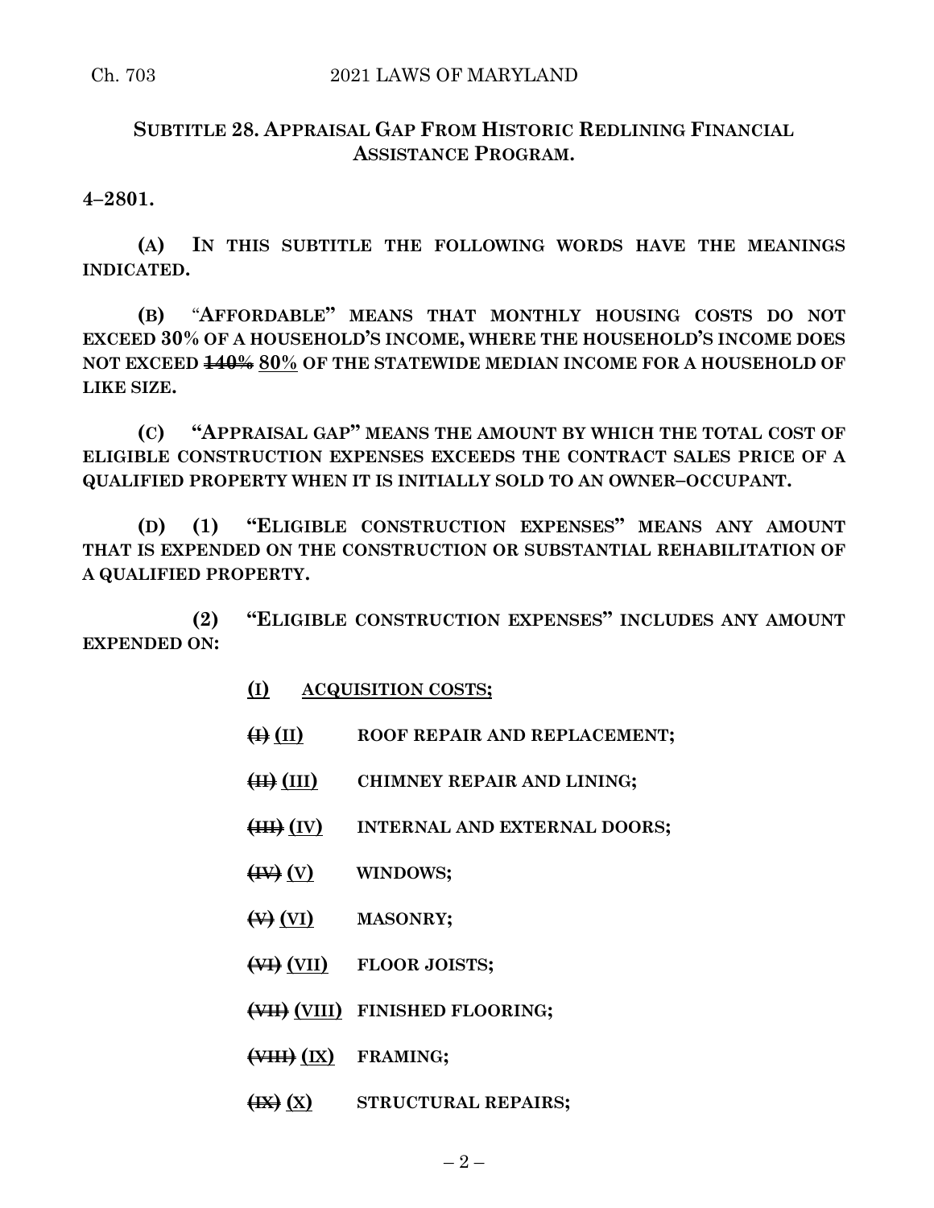## SUBTITLE 28. APPRAISAL GAP FROM HISTORIC REDLINING FINANCIAL ASSISTANCE PROGRAM.

**4–2801.**

**(A) IN THIS SUBTITLE THE FOLLOWING WORDS HAVE THE MEANINGS INDICATED.**

**(B) "AFFORDABLE" MEANS THAT MONTHLY HOUSING COSTS DO NOT EXCEED 30% OF A HOUSEHOLD'S INCOME, WHERE THE HOUSEHOLD'S INCOME DOES NOT EXCEED ~~140%~~ 80% OF THE STATEWIDE MEDIAN INCOME FOR A HOUSEHOLD OF LIKE SIZE.**

**(C) "APPRAISAL GAP" MEANS THE AMOUNT BY WHICH THE TOTAL COST OF ELIGIBLE CONSTRUCTION EXPENSES EXCEEDS THE CONTRACT SALES PRICE OF A QUALIFIED PROPERTY WHEN IT IS INITIALLY SOLD TO AN OWNER–OCCUPANT.**

**(D) (1) "ELIGIBLE CONSTRUCTION EXPENSES" MEANS ANY AMOUNT THAT IS EXPENDED ON THE CONSTRUCTION OR SUBSTANTIAL REHABILITATION OF A QUALIFIED PROPERTY.**

**(2) "ELIGIBLE CONSTRUCTION EXPENSES" INCLUDES ANY AMOUNT EXPENDED ON:**

**(I) ACQUISITION COSTS;**

**~~(I)~~ (II) ROOF REPAIR AND REPLACEMENT;**

**~~(II)~~ (III) CHIMNEY REPAIR AND LINING;**

**~~(III)~~ (IV) INTERNAL AND EXTERNAL DOORS;**

**~~(IV)~~ (V) WINDOWS;**

**~~(V)~~ (VI) MASONRY;**

**~~(VI)~~ (VII) FLOOR JOISTS;**

**~~(VII)~~ (VIII) FINISHED FLOORING;**

**~~(VIII)~~ (IX) FRAMING;**

**~~(IX)~~ (X) STRUCTURAL REPAIRS;**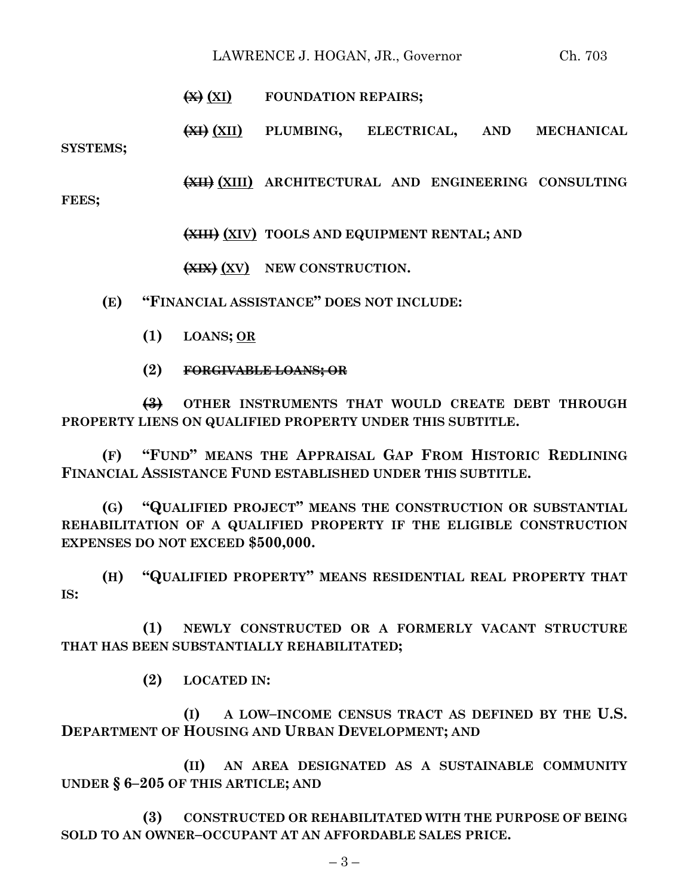~~(X)~~ (XI) FOUNDATION REPAIRS;

~~(XI)~~ (XII) PLUMBING, ELECTRICAL, AND MECHANICAL SYSTEMS;

~~(XII)~~ (XIII) ARCHITECTURAL AND ENGINEERING CONSULTING FEES;

~~(XIII)~~ (XIV) TOOLS AND EQUIPMENT RENTAL; AND

~~(XIX)~~ (XV) NEW CONSTRUCTION.

**(E) "FINANCIAL ASSISTANCE" DOES NOT INCLUDE:**

**(1) LOANS;** OR

**(2) ~~FORGIVABLE LOANS; OR~~**

~~**(3)**~~ **OTHER INSTRUMENTS THAT WOULD CREATE DEBT THROUGH PROPERTY LIENS ON QUALIFIED PROPERTY UNDER THIS SUBTITLE.**

**(F) "FUND" MEANS THE APPRAISAL GAP FROM HISTORIC REDLINING FINANCIAL ASSISTANCE FUND ESTABLISHED UNDER THIS SUBTITLE.**

**(G) "QUALIFIED PROJECT" MEANS THE CONSTRUCTION OR SUBSTANTIAL REHABILITATION OF A QUALIFIED PROPERTY IF THE ELIGIBLE CONSTRUCTION EXPENSES DO NOT EXCEED $500,000.**

**(H) "QUALIFIED PROPERTY" MEANS RESIDENTIAL REAL PROPERTY THAT IS:**

**(1) NEWLY CONSTRUCTED OR A FORMERLY VACANT STRUCTURE THAT HAS BEEN SUBSTANTIALLY REHABILITATED;**

**(2) LOCATED IN:**

**(I) A LOW–INCOME CENSUS TRACT AS DEFINED BY THE U.S. DEPARTMENT OF HOUSING AND URBAN DEVELOPMENT; AND**

**(II) AN AREA DESIGNATED AS A SUSTAINABLE COMMUNITY UNDER § 6–205 OF THIS ARTICLE; AND**

**(3) CONSTRUCTED OR REHABILITATED WITH THE PURPOSE OF BEING SOLD TO AN OWNER–OCCUPANT AT AN AFFORDABLE SALES PRICE.**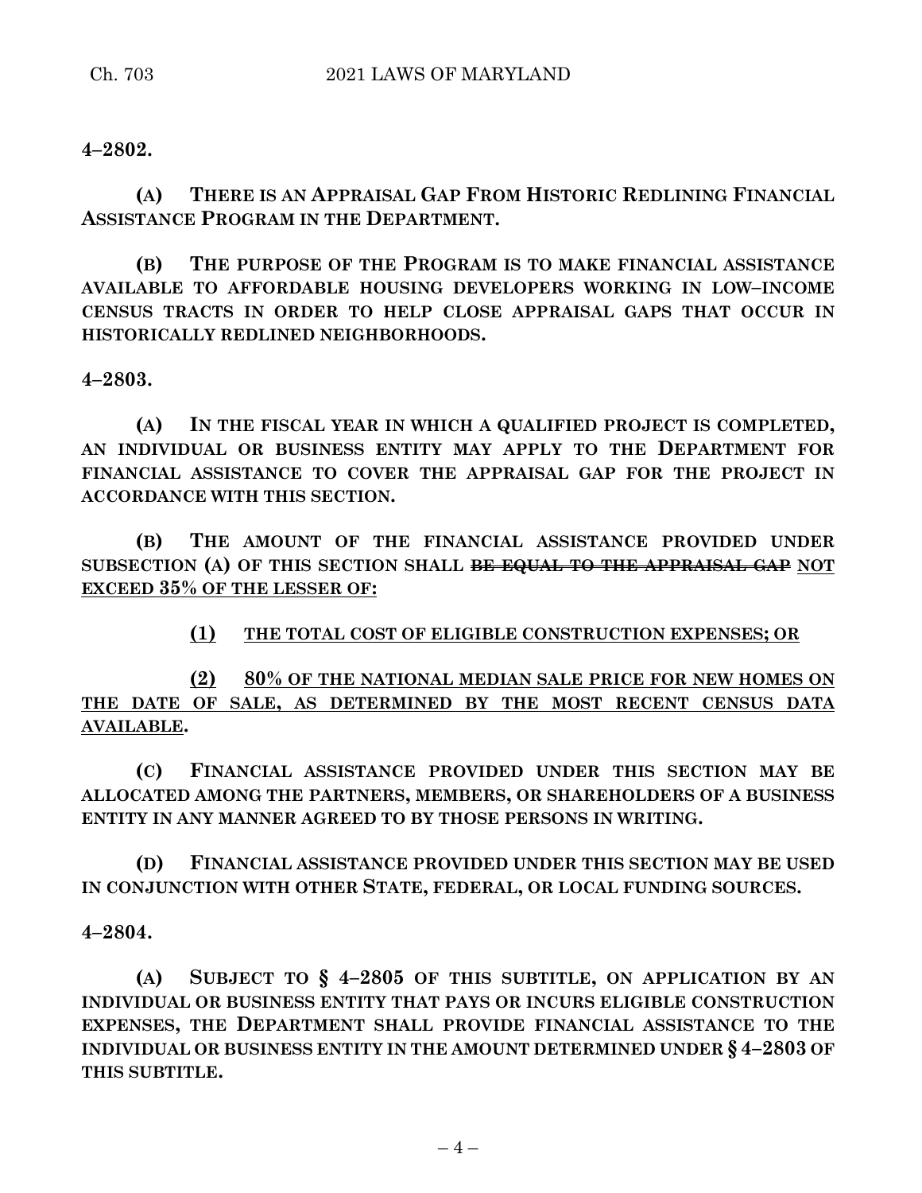**4–2802.**

**(A) THERE IS AN APPRAISAL GAP FROM HISTORIC REDLINING FINANCIAL ASSISTANCE PROGRAM IN THE DEPARTMENT.**

**(B) THE PURPOSE OF THE PROGRAM IS TO MAKE FINANCIAL ASSISTANCE AVAILABLE TO AFFORDABLE HOUSING DEVELOPERS WORKING IN LOW–INCOME CENSUS TRACTS IN ORDER TO HELP CLOSE APPRAISAL GAPS THAT OCCUR IN HISTORICALLY REDLINED NEIGHBORHOODS.**

**4–2803.**

**(A) IN THE FISCAL YEAR IN WHICH A QUALIFIED PROJECT IS COMPLETED, AN INDIVIDUAL OR BUSINESS ENTITY MAY APPLY TO THE DEPARTMENT FOR FINANCIAL ASSISTANCE TO COVER THE APPRAISAL GAP FOR THE PROJECT IN ACCORDANCE WITH THIS SECTION.**

**(B) THE AMOUNT OF THE FINANCIAL ASSISTANCE PROVIDED UNDER SUBSECTION (A) OF THIS SECTION SHALL ~~BE EQUAL TO THE APPRAISAL GAP~~ NOT EXCEED 35% OF THE LESSER OF:**

**(1) THE TOTAL COST OF ELIGIBLE CONSTRUCTION EXPENSES; OR**

**(2) 80% OF THE NATIONAL MEDIAN SALE PRICE FOR NEW HOMES ON THE DATE OF SALE, AS DETERMINED BY THE MOST RECENT CENSUS DATA AVAILABLE.**

**(C) FINANCIAL ASSISTANCE PROVIDED UNDER THIS SECTION MAY BE ALLOCATED AMONG THE PARTNERS, MEMBERS, OR SHAREHOLDERS OF A BUSINESS ENTITY IN ANY MANNER AGREED TO BY THOSE PERSONS IN WRITING.**

**(D) FINANCIAL ASSISTANCE PROVIDED UNDER THIS SECTION MAY BE USED IN CONJUNCTION WITH OTHER STATE, FEDERAL, OR LOCAL FUNDING SOURCES.**

**4–2804.**

**(A) SUBJECT TO § 4–2805 OF THIS SUBTITLE, ON APPLICATION BY AN INDIVIDUAL OR BUSINESS ENTITY THAT PAYS OR INCURS ELIGIBLE CONSTRUCTION EXPENSES, THE DEPARTMENT SHALL PROVIDE FINANCIAL ASSISTANCE TO THE INDIVIDUAL OR BUSINESS ENTITY IN THE AMOUNT DETERMINED UNDER § 4–2803 OF THIS SUBTITLE.**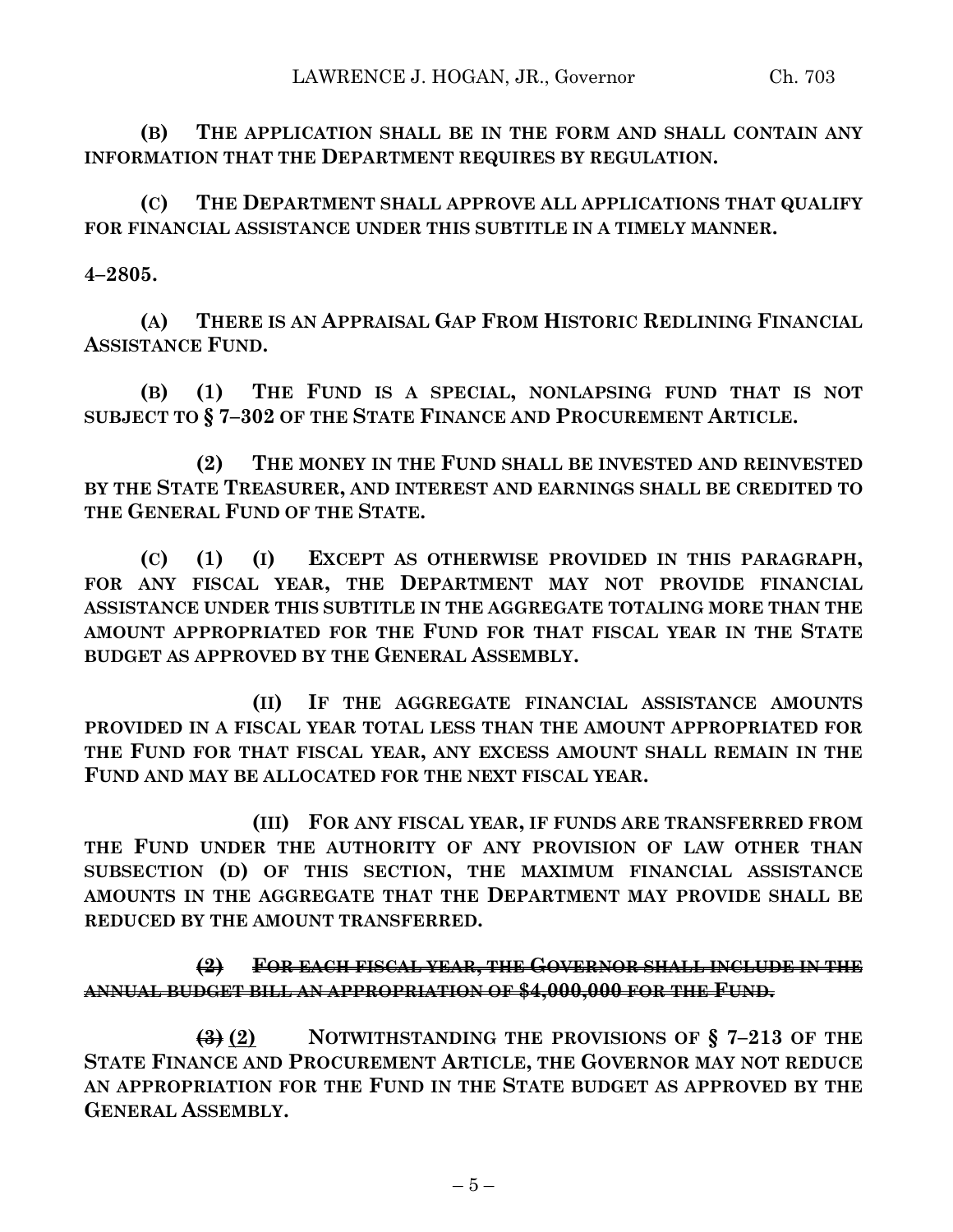**(B) THE APPLICATION SHALL BE IN THE FORM AND SHALL CONTAIN ANY INFORMATION THAT THE DEPARTMENT REQUIRES BY REGULATION.**

**(C) THE DEPARTMENT SHALL APPROVE ALL APPLICATIONS THAT QUALIFY FOR FINANCIAL ASSISTANCE UNDER THIS SUBTITLE IN A TIMELY MANNER.**

**4–2805.**

**(A) THERE IS AN APPRAISAL GAP FROM HISTORIC REDLINING FINANCIAL ASSISTANCE FUND.**

**(B) (1) THE FUND IS A SPECIAL, NONLAPSING FUND THAT IS NOT SUBJECT TO § 7–302 OF THE STATE FINANCE AND PROCUREMENT ARTICLE.**

**(2) THE MONEY IN THE FUND SHALL BE INVESTED AND REINVESTED BY THE STATE TREASURER, AND INTEREST AND EARNINGS SHALL BE CREDITED TO THE GENERAL FUND OF THE STATE.**

**(C) (1) (I) EXCEPT AS OTHERWISE PROVIDED IN THIS PARAGRAPH, FOR ANY FISCAL YEAR, THE DEPARTMENT MAY NOT PROVIDE FINANCIAL ASSISTANCE UNDER THIS SUBTITLE IN THE AGGREGATE TOTALING MORE THAN THE AMOUNT APPROPRIATED FOR THE FUND FOR THAT FISCAL YEAR IN THE STATE BUDGET AS APPROVED BY THE GENERAL ASSEMBLY.**

**(II) IF THE AGGREGATE FINANCIAL ASSISTANCE AMOUNTS PROVIDED IN A FISCAL YEAR TOTAL LESS THAN THE AMOUNT APPROPRIATED FOR THE FUND FOR THAT FISCAL YEAR, ANY EXCESS AMOUNT SHALL REMAIN IN THE FUND AND MAY BE ALLOCATED FOR THE NEXT FISCAL YEAR.**

**(III) FOR ANY FISCAL YEAR, IF FUNDS ARE TRANSFERRED FROM THE FUND UNDER THE AUTHORITY OF ANY PROVISION OF LAW OTHER THAN SUBSECTION (D) OF THIS SECTION, THE MAXIMUM FINANCIAL ASSISTANCE AMOUNTS IN THE AGGREGATE THAT THE DEPARTMENT MAY PROVIDE SHALL BE REDUCED BY THE AMOUNT TRANSFERRED.**

~~**(2) FOR EACH FISCAL YEAR, THE GOVERNOR SHALL INCLUDE IN THE ANNUAL BUDGET BILL AN APPROPRIATION OF $4,000,000 FOR THE FUND.**~~

**~~(3)~~ (2) NOTWITHSTANDING THE PROVISIONS OF § 7–213 OF THE STATE FINANCE AND PROCUREMENT ARTICLE, THE GOVERNOR MAY NOT REDUCE AN APPROPRIATION FOR THE FUND IN THE STATE BUDGET AS APPROVED BY THE GENERAL ASSEMBLY.**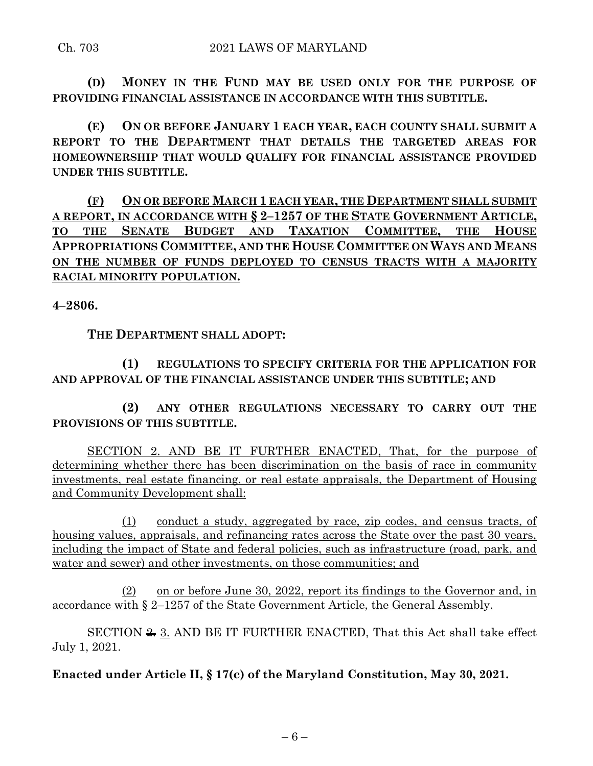**(D) MONEY IN THE FUND MAY BE USED ONLY FOR THE PURPOSE OF PROVIDING FINANCIAL ASSISTANCE IN ACCORDANCE WITH THIS SUBTITLE.**

**(E) ON OR BEFORE JANUARY 1 EACH YEAR, EACH COUNTY SHALL SUBMIT A REPORT TO THE DEPARTMENT THAT DETAILS THE TARGETED AREAS FOR HOMEOWNERSHIP THAT WOULD QUALIFY FOR FINANCIAL ASSISTANCE PROVIDED UNDER THIS SUBTITLE.**

**(F) ON OR BEFORE MARCH 1 EACH YEAR, THE DEPARTMENT SHALL SUBMIT A REPORT, IN ACCORDANCE WITH § 2–1257 OF THE STATE GOVERNMENT ARTICLE, TO THE SENATE BUDGET AND TAXATION COMMITTEE, THE HOUSE APPROPRIATIONS COMMITTEE, AND THE HOUSE COMMITTEE ON WAYS AND MEANS ON THE NUMBER OF FUNDS DEPLOYED TO CENSUS TRACTS WITH A MAJORITY RACIAL MINORITY POPULATION.**

**4–2806.**

**THE DEPARTMENT SHALL ADOPT:**

**(1) REGULATIONS TO SPECIFY CRITERIA FOR THE APPLICATION FOR AND APPROVAL OF THE FINANCIAL ASSISTANCE UNDER THIS SUBTITLE; AND**

**(2) ANY OTHER REGULATIONS NECESSARY TO CARRY OUT THE PROVISIONS OF THIS SUBTITLE.**

SECTION 2. AND BE IT FURTHER ENACTED, That, for the purpose of determining whether there has been discrimination on the basis of race in community investments, real estate financing, or real estate appraisals, the Department of Housing and Community Development shall:

(1) conduct a study, aggregated by race, zip codes, and census tracts, of housing values, appraisals, and refinancing rates across the State over the past 30 years, including the impact of State and federal policies, such as infrastructure (road, park, and water and sewer) and other investments, on those communities; and

(2) on or before June 30, 2022, report its findings to the Governor and, in accordance with § 2–1257 of the State Government Article, the General Assembly.

SECTION ~~2.~~ 3. AND BE IT FURTHER ENACTED, That this Act shall take effect July 1, 2021.

**Enacted under Article II, § 17(c) of the Maryland Constitution, May 30, 2021.**